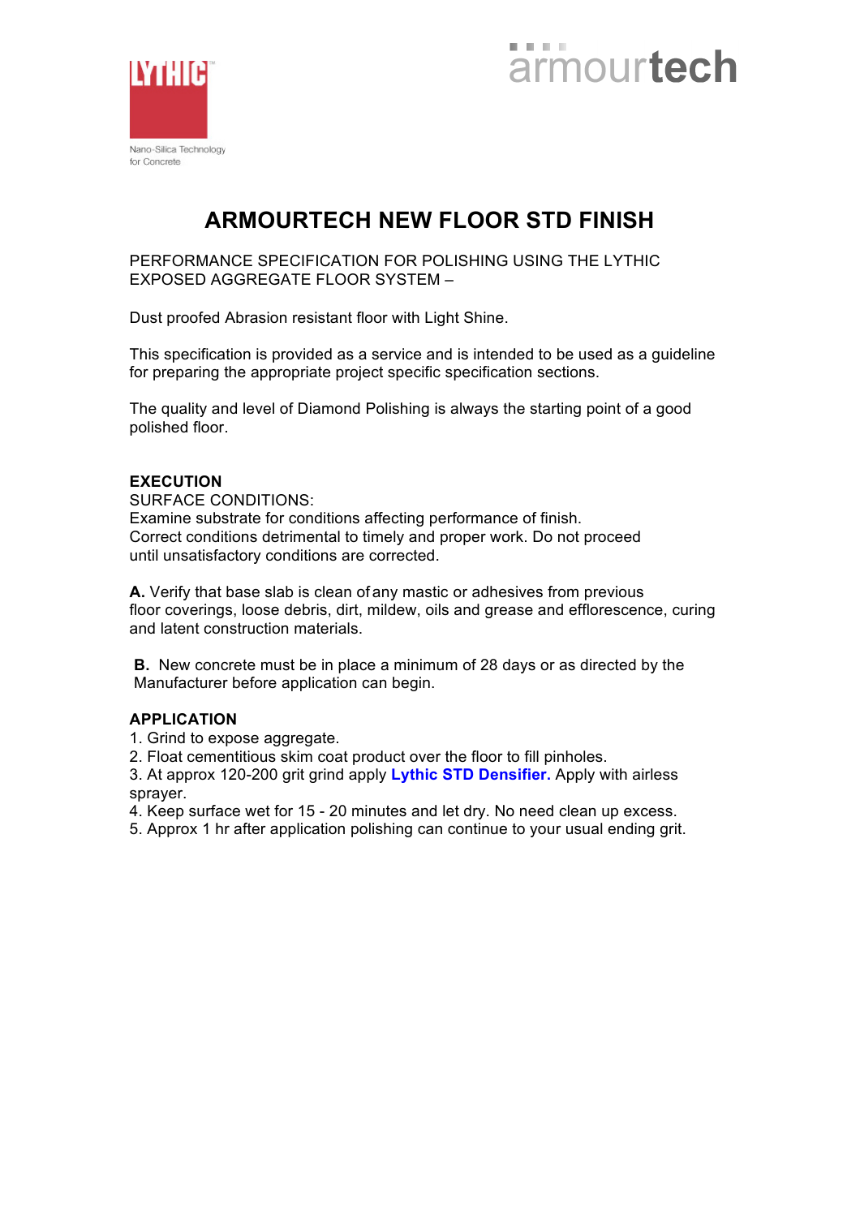LYTHIC™

Nano-Silica Technology for Concrete

armourtech

# ARMOURTECH NEW FLOOR STD FINISH

PERFORMANCE SPECIFICATION FOR POLISHING USING THE LYTHIC EXPOSED AGGREGATE FLOOR SYSTEM –

Dust proofed Abrasion resistant floor with Light Shine.

This specification is provided as a service and is intended to be used as a guideline for preparing the appropriate project specific specification sections.

The quality and level of Diamond Polishing is always the starting point of a good polished floor.

**EXECUTION**

SURFACE CONDITIONS:

Examine substrate for conditions affecting performance of finish.
Correct conditions detrimental to timely and proper work. Do not proceed until unsatisfactory conditions are corrected.

**A.** Verify that base slab is clean of any mastic or adhesives from previous floor coverings, loose debris, dirt, mildew, oils and grease and efflorescence, curing and latent construction materials.

**B.** New concrete must be in place a minimum of 28 days or as directed by the Manufacturer before application can begin.

**APPLICATION**

1. Grind to expose aggregate.
2. Float cementitious skim coat product over the floor to fill pinholes.
3. At approx 120-200 grit grind apply **Lythic STD Densifier.** Apply with airless sprayer.
4. Keep surface wet for 15 - 20 minutes and let dry. No need clean up excess.
5. Approx 1 hr after application polishing can continue to your usual ending grit.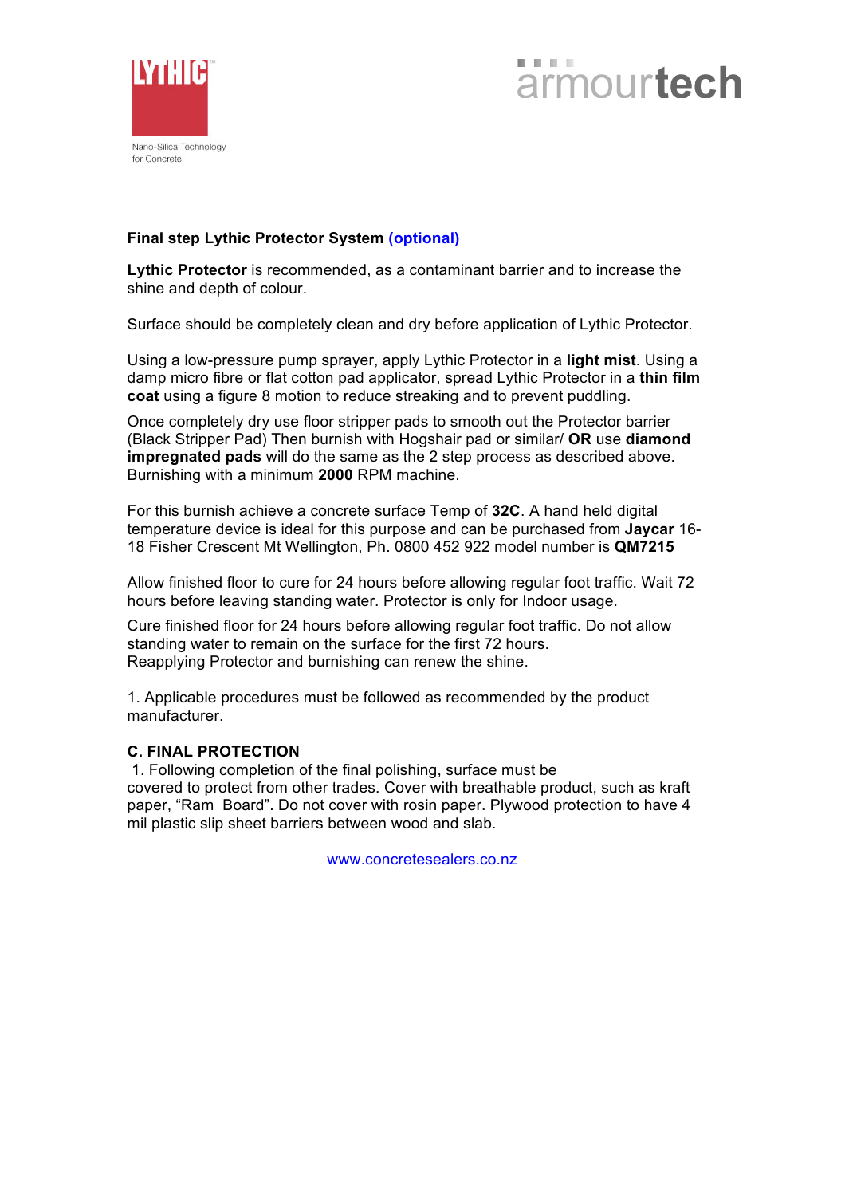LYTHIC™

Nano-Silica Technology for Concrete

armourtech

**Final step Lythic Protector System (optional)**

**Lythic Protector** is recommended, as a contaminant barrier and to increase the shine and depth of colour.

Surface should be completely clean and dry before application of Lythic Protector.

Using a low-pressure pump sprayer, apply Lythic Protector in a **light mist**. Using a damp micro fibre or flat cotton pad applicator, spread Lythic Protector in a **thin film coat** using a figure 8 motion to reduce streaking and to prevent puddling.

Once completely dry use floor stripper pads to smooth out the Protector barrier (Black Stripper Pad) Then burnish with Hogshair pad or similar/ **OR** use **diamond impregnated pads** will do the same as the 2 step process as described above. Burnishing with a minimum **2000** RPM machine.

For this burnish achieve a concrete surface Temp of **32C**. A hand held digital temperature device is ideal for this purpose and can be purchased from **Jaycar** 16-18 Fisher Crescent Mt Wellington, Ph. 0800 452 922 model number is **QM7215**

Allow finished floor to cure for 24 hours before allowing regular foot traffic. Wait 72 hours before leaving standing water. Protector is only for Indoor usage.

Cure finished floor for 24 hours before allowing regular foot traffic. Do not allow standing water to remain on the surface for the first 72 hours.
Reapplying Protector and burnishing can renew the shine.

1. Applicable procedures must be followed as recommended by the product manufacturer.

**C. FINAL PROTECTION**

1. Following completion of the final polishing, surface must be covered to protect from other trades. Cover with breathable product, such as kraft paper, "Ram Board". Do not cover with rosin paper. Plywood protection to have 4 mil plastic slip sheet barriers between wood and slab.

www.concretesealers.co.nz